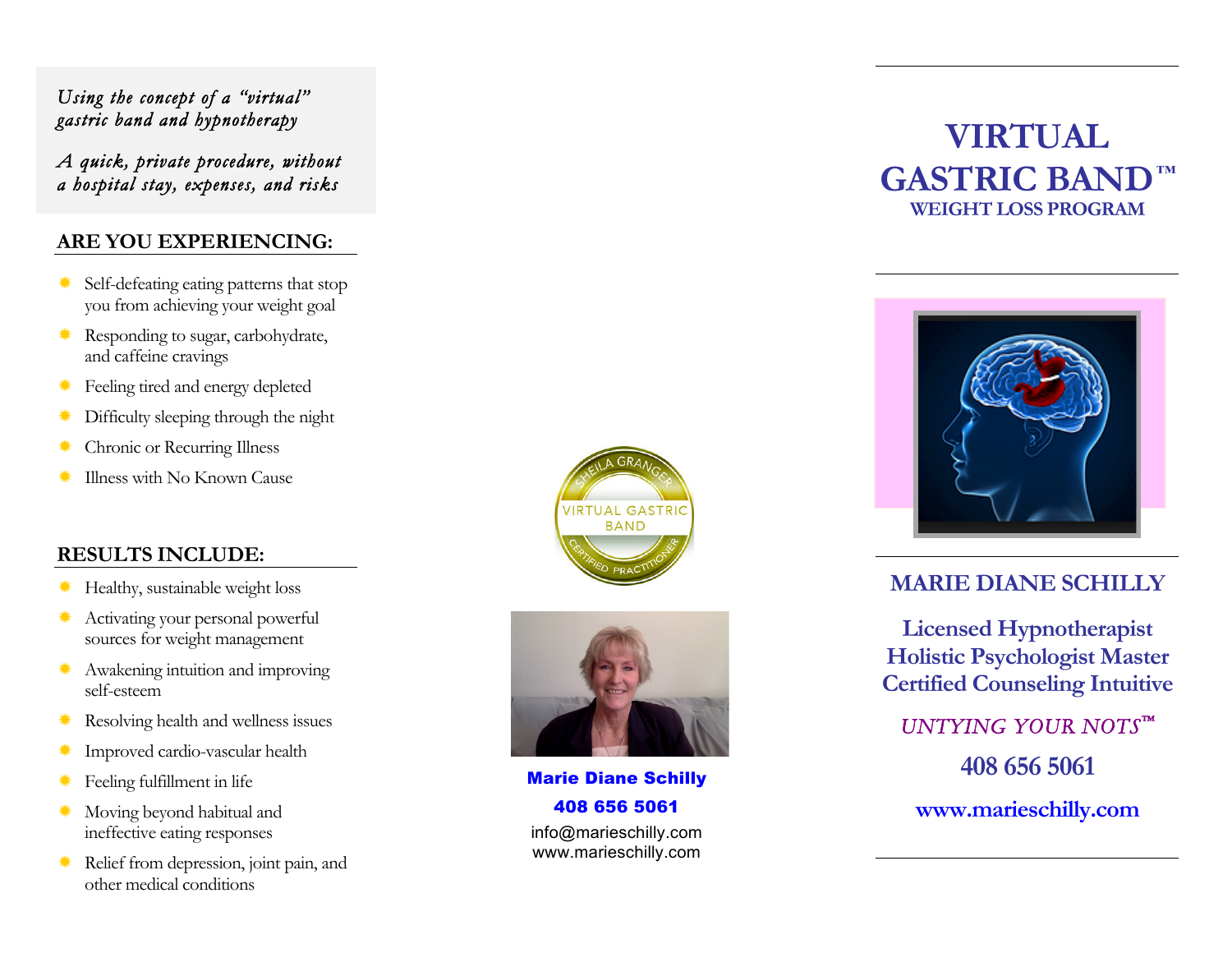*Using the concept of a "virtual" gastric band and hypnotherapy*

*A quick, private procedure, without a hospital stay, expenses, and risks*

## ARE YOU EXPERIENCING:

- Self-defeating eating patterns that stop you from achieving your weight goal
- Responding to sugar, carbohydrate, and caffeine cravings
- Feeling tired and energy depleted
- Difficulty sleeping through the night
- Chronic or Recurring Illness
- Illness with No Known Cause

## RESULTS INCLUDE:

- Healthy, sustainable weight loss
- Activating your personal powerful sources for weight management
- Awakening intuition and improving self-esteem
- Resolving health and wellness issues
- Improved cardio-vascular health
- Feeling fulfillment in life
- Moving beyond habitual and ineffective eating responses
- Relief from depression, joint pain, and other medical conditions

SHEILA GRANGER VIRTUAL GASTRIC BAND CERTIFIED PRACTITIONER

**Marie Diane Schilly**

**408 656 5061**

info@marieschilly.com
www.marieschilly.com

# VIRTUAL GASTRIC BAND™

### WEIGHT LOSS PROGRAM

## MARIE DIANE SCHILLY

**Licensed Hypnotherapist**
**Holistic Psychologist Master**
**Certified Counseling Intuitive**

*UNTYING YOUR NOTS™*

**408 656 5061**

**www.marieschilly.com**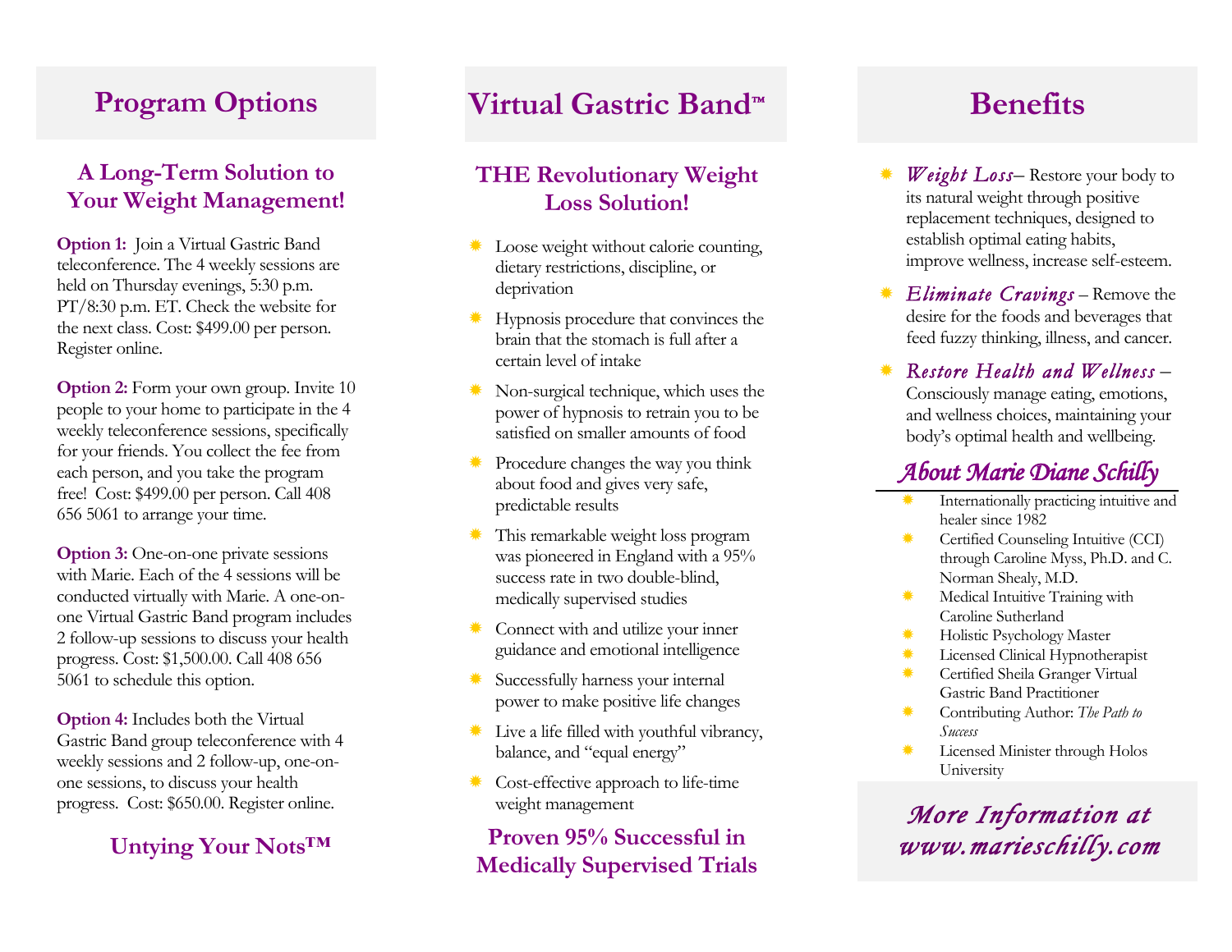## Program Options

### A Long-Term Solution to Your Weight Management!

**Option 1:** Join a Virtual Gastric Band teleconference. The 4 weekly sessions are held on Thursday evenings, 5:30 p.m. PT/8:30 p.m. ET. Check the website for the next class. Cost: $499.00 per person. Register online.

**Option 2:** Form your own group. Invite 10 people to your home to participate in the 4 weekly teleconference sessions, specifically for your friends. You collect the fee from each person, and you take the program free! Cost: $499.00 per person. Call 408 656 5061 to arrange your time.

**Option 3:** One-on-one private sessions with Marie. Each of the 4 sessions will be conducted virtually with Marie. A one-on-one Virtual Gastric Band program includes 2 follow-up sessions to discuss your health progress. Cost: $1,500.00. Call 408 656 5061 to schedule this option.

**Option 4:** Includes both the Virtual Gastric Band group teleconference with 4 weekly sessions and 2 follow-up, one-on-one sessions, to discuss your health progress. Cost: $650.00. Register online.

**Untying Your Nots™**

## Virtual Gastric Band™

### THE Revolutionary Weight Loss Solution!

- Loose weight without calorie counting, dietary restrictions, discipline, or deprivation
- Hypnosis procedure that convinces the brain that the stomach is full after a certain level of intake
- Non-surgical technique, which uses the power of hypnosis to retrain you to be satisfied on smaller amounts of food
- Procedure changes the way you think about food and gives very safe, predictable results
- This remarkable weight loss program was pioneered in England with a 95% success rate in two double-blind, medically supervised studies
- Connect with and utilize your inner guidance and emotional intelligence
- Successfully harness your internal power to make positive life changes
- Live a life filled with youthful vibrancy, balance, and "equal energy"
- Cost-effective approach to life-time weight management

**Proven 95% Successful in Medically Supervised Trials**

## Benefits

- *Weight Loss*– Restore your body to its natural weight through positive replacement techniques, designed to establish optimal eating habits, improve wellness, increase self-esteem.
- *Eliminate Cravings* – Remove the desire for the foods and beverages that feed fuzzy thinking, illness, and cancer.
- *Restore Health and Wellness* – Consciously manage eating, emotions, and wellness choices, maintaining your body's optimal health and wellbeing.

### *About Marie Diane Schilly*

- Internationally practicing intuitive and healer since 1982
- Certified Counseling Intuitive (CCI) through Caroline Myss, Ph.D. and C. Norman Shealy, M.D.
- Medical Intuitive Training with Caroline Sutherland
- Holistic Psychology Master
- Licensed Clinical Hypnotherapist
- Certified Sheila Granger Virtual Gastric Band Practitioner
- Contributing Author: *The Path to Success*
- Licensed Minister through Holos University

*More Information at www.marieschilly.com*